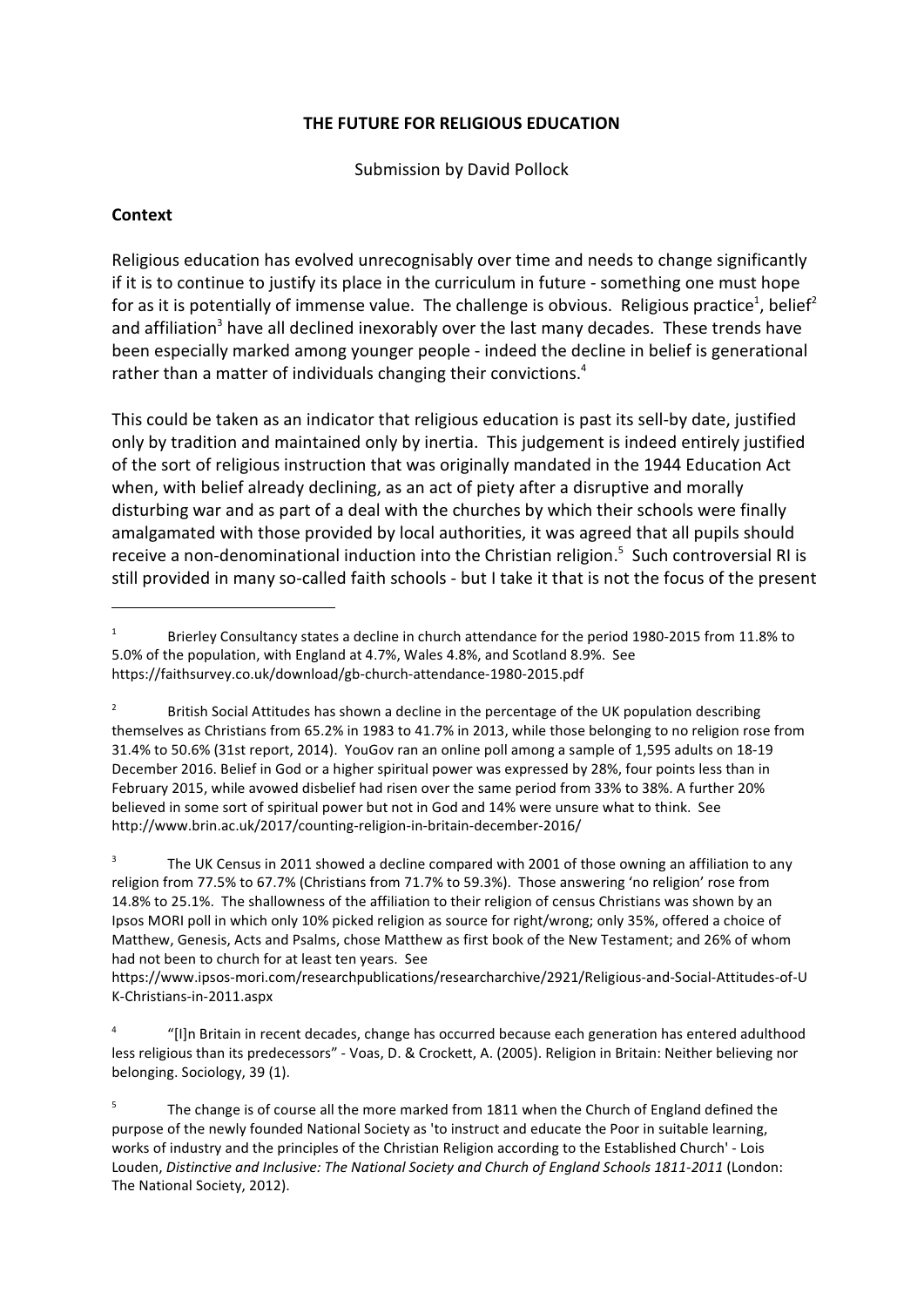# THE FUTURE FOR RELIGIOUS EDUCATION

Submission by David Pollock

## Context

Religious education has evolved unrecognisably over time and needs to change significantly if it is to continue to justify its place in the curriculum in future - something one must hope for as it is potentially of immense value. The challenge is obvious. Religious practice[1], belief[2] and affiliation[3] have all declined inexorably over the last many decades. These trends have been especially marked among younger people - indeed the decline in belief is generational rather than a matter of individuals changing their convictions.[4]

This could be taken as an indicator that religious education is past its sell-by date, justified only by tradition and maintained only by inertia. This judgement is indeed entirely justified of the sort of religious instruction that was originally mandated in the 1944 Education Act when, with belief already declining, as an act of piety after a disruptive and morally disturbing war and as part of a deal with the churches by which their schools were finally amalgamated with those provided by local authorities, it was agreed that all pupils should receive a non-denominational induction into the Christian religion.[5] Such controversial RI is still provided in many so-called faith schools - but I take it that is not the focus of the present

---

[1] Brierley Consultancy states a decline in church attendance for the period 1980-2015 from 11.8% to 5.0% of the population, with England at 4.7%, Wales 4.8%, and Scotland 8.9%. See https://faithsurvey.co.uk/download/gb-church-attendance-1980-2015.pdf

[2] British Social Attitudes has shown a decline in the percentage of the UK population describing themselves as Christians from 65.2% in 1983 to 41.7% in 2013, while those belonging to no religion rose from 31.4% to 50.6% (31st report, 2014). YouGov ran an online poll among a sample of 1,595 adults on 18-19 December 2016. Belief in God or a higher spiritual power was expressed by 28%, four points less than in February 2015, while avowed disbelief had risen over the same period from 33% to 38%. A further 20% believed in some sort of spiritual power but not in God and 14% were unsure what to think. See http://www.brin.ac.uk/2017/counting-religion-in-britain-december-2016/

[3] The UK Census in 2011 showed a decline compared with 2001 of those owning an affiliation to any religion from 77.5% to 67.7% (Christians from 71.7% to 59.3%). Those answering 'no religion' rose from 14.8% to 25.1%. The shallowness of the affiliation to their religion of census Christians was shown by an Ipsos MORI poll in which only 10% picked religion as source for right/wrong; only 35%, offered a choice of Matthew, Genesis, Acts and Psalms, chose Matthew as first book of the New Testament; and 26% of whom had not been to church for at least ten years. See https://www.ipsos-mori.com/researchpublications/researcharchive/2921/Religious-and-Social-Attitudes-of-UK-Christians-in-2011.aspx

[4] "[I]n Britain in recent decades, change has occurred because each generation has entered adulthood less religious than its predecessors" - Voas, D. & Crockett, A. (2005). Religion in Britain: Neither believing nor belonging. Sociology, 39 (1).

[5] The change is of course all the more marked from 1811 when the Church of England defined the purpose of the newly founded National Society as 'to instruct and educate the Poor in suitable learning, works of industry and the principles of the Christian Religion according to the Established Church' - Lois Louden, *Distinctive and Inclusive: The National Society and Church of England Schools 1811-2011* (London: The National Society, 2012).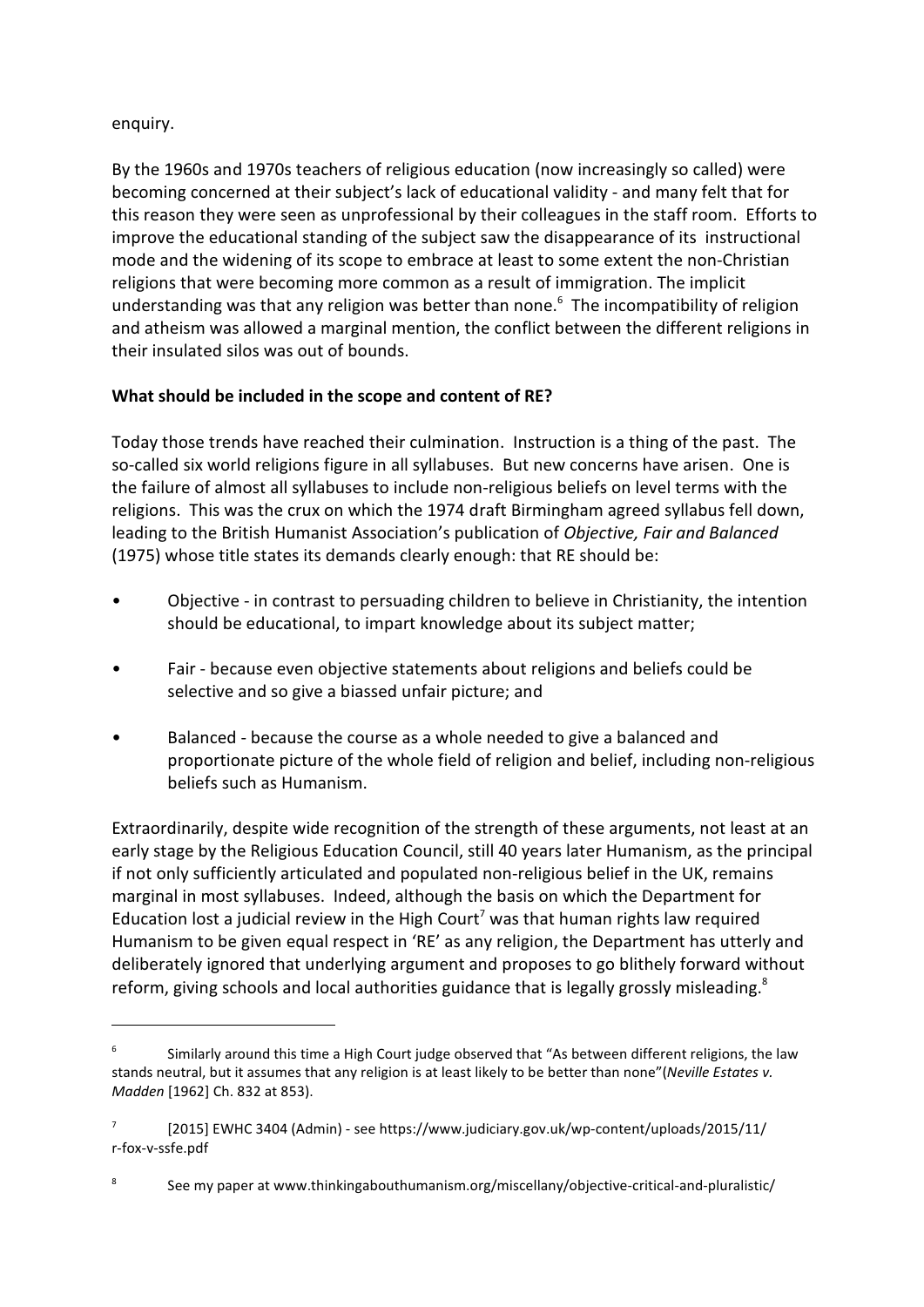enquiry.

By the 1960s and 1970s teachers of religious education (now increasingly so called) were becoming concerned at their subject's lack of educational validity - and many felt that for this reason they were seen as unprofessional by their colleagues in the staff room. Efforts to improve the educational standing of the subject saw the disappearance of its instructional mode and the widening of its scope to embrace at least to some extent the non-Christian religions that were becoming more common as a result of immigration. The implicit understanding was that any religion was better than none.[6] The incompatibility of religion and atheism was allowed a marginal mention, the conflict between the different religions in their insulated silos was out of bounds.

**What should be included in the scope and content of RE?**

Today those trends have reached their culmination. Instruction is a thing of the past. The so-called six world religions figure in all syllabuses. But new concerns have arisen. One is the failure of almost all syllabuses to include non-religious beliefs on level terms with the religions. This was the crux on which the 1974 draft Birmingham agreed syllabus fell down, leading to the British Humanist Association's publication of *Objective, Fair and Balanced* (1975) whose title states its demands clearly enough: that RE should be:

- Objective - in contrast to persuading children to believe in Christianity, the intention should be educational, to impart knowledge about its subject matter;
- Fair - because even objective statements about religions and beliefs could be selective and so give a biassed unfair picture; and
- Balanced - because the course as a whole needed to give a balanced and proportionate picture of the whole field of religion and belief, including non-religious beliefs such as Humanism.

Extraordinarily, despite wide recognition of the strength of these arguments, not least at an early stage by the Religious Education Council, still 40 years later Humanism, as the principal if not only sufficiently articulated and populated non-religious belief in the UK, remains marginal in most syllabuses. Indeed, although the basis on which the Department for Education lost a judicial review in the High Court[7] was that human rights law required Humanism to be given equal respect in 'RE' as any religion, the Department has utterly and deliberately ignored that underlying argument and proposes to go blithely forward without reform, giving schools and local authorities guidance that is legally grossly misleading.[8]

---

[6] Similarly around this time a High Court judge observed that "As between different religions, the law stands neutral, but it assumes that any religion is at least likely to be better than none"(*Neville Estates v. Madden* [1962] Ch. 832 at 853).

[7] [2015] EWHC 3404 (Admin) - see https://www.judiciary.gov.uk/wp-content/uploads/2015/11/r-fox-v-ssfe.pdf

[8] See my paper at www.thinkingabouthumanism.org/miscellany/objective-critical-and-pluralistic/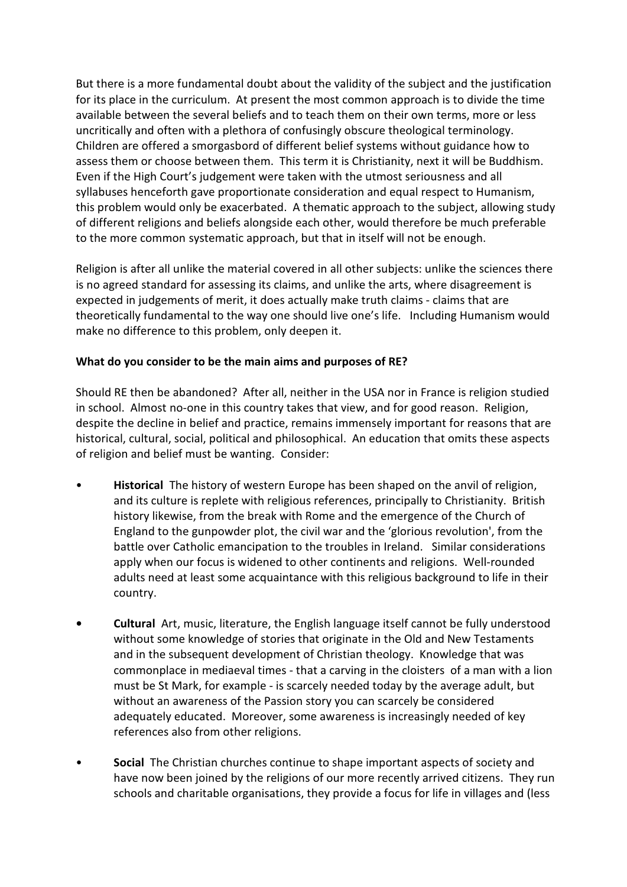But there is a more fundamental doubt about the validity of the subject and the justification for its place in the curriculum. At present the most common approach is to divide the time available between the several beliefs and to teach them on their own terms, more or less uncritically and often with a plethora of confusingly obscure theological terminology. Children are offered a smorgasbord of different belief systems without guidance how to assess them or choose between them. This term it is Christianity, next it will be Buddhism. Even if the High Court's judgement were taken with the utmost seriousness and all syllabuses henceforth gave proportionate consideration and equal respect to Humanism, this problem would only be exacerbated. A thematic approach to the subject, allowing study of different religions and beliefs alongside each other, would therefore be much preferable to the more common systematic approach, but that in itself will not be enough.

Religion is after all unlike the material covered in all other subjects: unlike the sciences there is no agreed standard for assessing its claims, and unlike the arts, where disagreement is expected in judgements of merit, it does actually make truth claims - claims that are theoretically fundamental to the way one should live one's life. Including Humanism would make no difference to this problem, only deepen it.

**What do you consider to be the main aims and purposes of RE?**

Should RE then be abandoned? After all, neither in the USA nor in France is religion studied in school. Almost no-one in this country takes that view, and for good reason. Religion, despite the decline in belief and practice, remains immensely important for reasons that are historical, cultural, social, political and philosophical. An education that omits these aspects of religion and belief must be wanting. Consider:

- **Historical** The history of western Europe has been shaped on the anvil of religion, and its culture is replete with religious references, principally to Christianity. British history likewise, from the break with Rome and the emergence of the Church of England to the gunpowder plot, the civil war and the 'glorious revolution', from the battle over Catholic emancipation to the troubles in Ireland. Similar considerations apply when our focus is widened to other continents and religions. Well-rounded adults need at least some acquaintance with this religious background to life in their country.

- **Cultural** Art, music, literature, the English language itself cannot be fully understood without some knowledge of stories that originate in the Old and New Testaments and in the subsequent development of Christian theology. Knowledge that was commonplace in mediaeval times - that a carving in the cloisters of a man with a lion must be St Mark, for example - is scarcely needed today by the average adult, but without an awareness of the Passion story you can scarcely be considered adequately educated. Moreover, some awareness is increasingly needed of key references also from other religions.

- **Social** The Christian churches continue to shape important aspects of society and have now been joined by the religions of our more recently arrived citizens. They run schools and charitable organisations, they provide a focus for life in villages and (less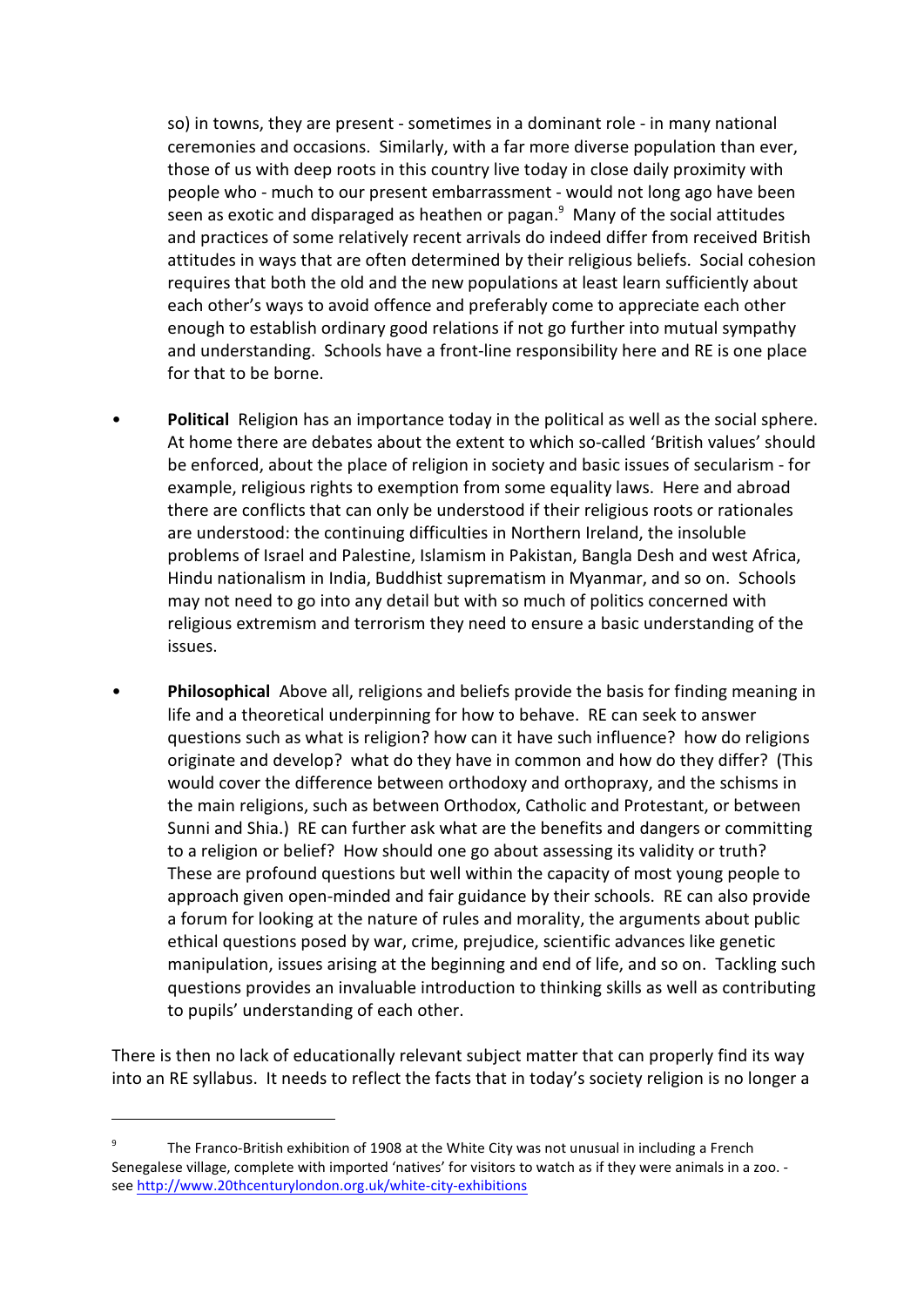so) in towns, they are present - sometimes in a dominant role - in many national ceremonies and occasions. Similarly, with a far more diverse population than ever, those of us with deep roots in this country live today in close daily proximity with people who - much to our present embarrassment - would not long ago have been seen as exotic and disparaged as heathen or pagan.[9] Many of the social attitudes and practices of some relatively recent arrivals do indeed differ from received British attitudes in ways that are often determined by their religious beliefs. Social cohesion requires that both the old and the new populations at least learn sufficiently about each other's ways to avoid offence and preferably come to appreciate each other enough to establish ordinary good relations if not go further into mutual sympathy and understanding. Schools have a front-line responsibility here and RE is one place for that to be borne.

- **Political** Religion has an importance today in the political as well as the social sphere. At home there are debates about the extent to which so-called 'British values' should be enforced, about the place of religion in society and basic issues of secularism - for example, religious rights to exemption from some equality laws. Here and abroad there are conflicts that can only be understood if their religious roots or rationales are understood: the continuing difficulties in Northern Ireland, the insoluble problems of Israel and Palestine, Islamism in Pakistan, Bangla Desh and west Africa, Hindu nationalism in India, Buddhist suprematism in Myanmar, and so on. Schools may not need to go into any detail but with so much of politics concerned with religious extremism and terrorism they need to ensure a basic understanding of the issues.

- **Philosophical** Above all, religions and beliefs provide the basis for finding meaning in life and a theoretical underpinning for how to behave. RE can seek to answer questions such as what is religion? how can it have such influence? how do religions originate and develop? what do they have in common and how do they differ? (This would cover the difference between orthodoxy and orthopraxy, and the schisms in the main religions, such as between Orthodox, Catholic and Protestant, or between Sunni and Shia.) RE can further ask what are the benefits and dangers or committing to a religion or belief? How should one go about assessing its validity or truth? These are profound questions but well within the capacity of most young people to approach given open-minded and fair guidance by their schools. RE can also provide a forum for looking at the nature of rules and morality, the arguments about public ethical questions posed by war, crime, prejudice, scientific advances like genetic manipulation, issues arising at the beginning and end of life, and so on. Tackling such questions provides an invaluable introduction to thinking skills as well as contributing to pupils' understanding of each other.

There is then no lack of educationally relevant subject matter that can properly find its way into an RE syllabus. It needs to reflect the facts that in today's society religion is no longer a

---

[9] The Franco-British exhibition of 1908 at the White City was not unusual in including a French Senegalese village, complete with imported 'natives' for visitors to watch as if they were animals in a zoo. - see http://www.20thcenturylondon.org.uk/white-city-exhibitions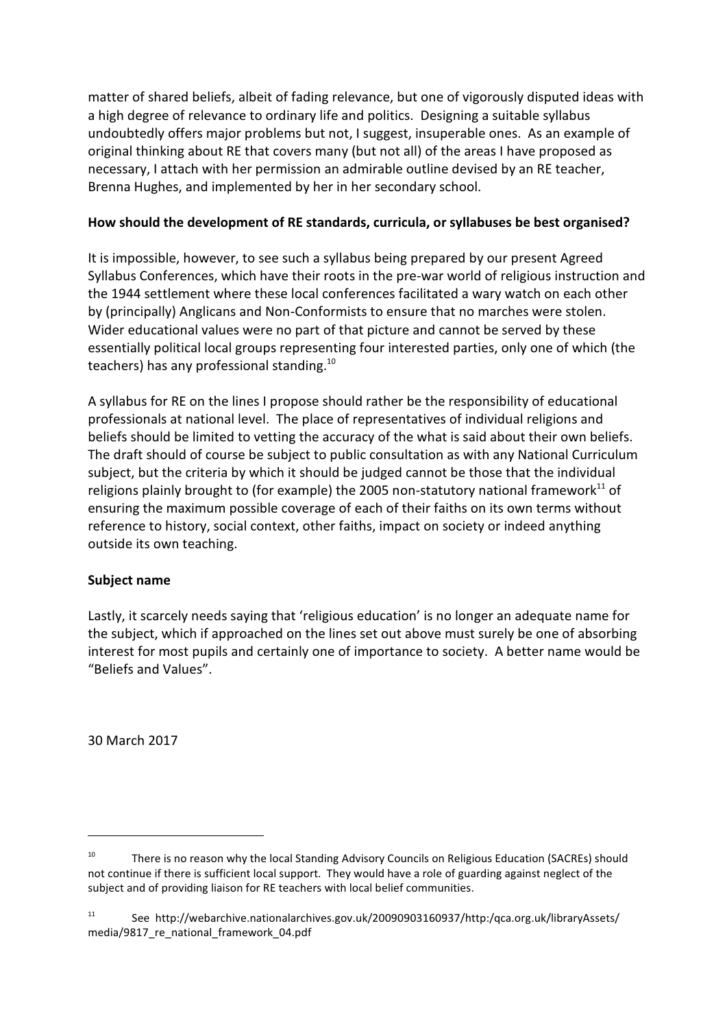matter of shared beliefs, albeit of fading relevance, but one of vigorously disputed ideas with a high degree of relevance to ordinary life and politics. Designing a suitable syllabus undoubtedly offers major problems but not, I suggest, insuperable ones. As an example of original thinking about RE that covers many (but not all) of the areas I have proposed as necessary, I attach with her permission an admirable outline devised by an RE teacher, Brenna Hughes, and implemented by her in her secondary school.

**How should the development of RE standards, curricula, or syllabuses be best organised?**

It is impossible, however, to see such a syllabus being prepared by our present Agreed Syllabus Conferences, which have their roots in the pre-war world of religious instruction and the 1944 settlement where these local conferences facilitated a wary watch on each other by (principally) Anglicans and Non-Conformists to ensure that no marches were stolen. Wider educational values were no part of that picture and cannot be served by these essentially political local groups representing four interested parties, only one of which (the teachers) has any professional standing.[10]

A syllabus for RE on the lines I propose should rather be the responsibility of educational professionals at national level. The place of representatives of individual religions and beliefs should be limited to vetting the accuracy of the what is said about their own beliefs. The draft should of course be subject to public consultation as with any National Curriculum subject, but the criteria by which it should be judged cannot be those that the individual religions plainly brought to (for example) the 2005 non-statutory national framework[11] of ensuring the maximum possible coverage of each of their faiths on its own terms without reference to history, social context, other faiths, impact on society or indeed anything outside its own teaching.

**Subject name**

Lastly, it scarcely needs saying that 'religious education' is no longer an adequate name for the subject, which if approached on the lines set out above must surely be one of absorbing interest for most pupils and certainly one of importance to society. A better name would be "Beliefs and Values".

30 March 2017

---

[10] There is no reason why the local Standing Advisory Councils on Religious Education (SACREs) should not continue if there is sufficient local support. They would have a role of guarding against neglect of the subject and of providing liaison for RE teachers with local belief communities.

[11] See http://webarchive.nationalarchives.gov.uk/20090903160937/http:/qca.org.uk/libraryAssets/media/9817_re_national_framework_04.pdf